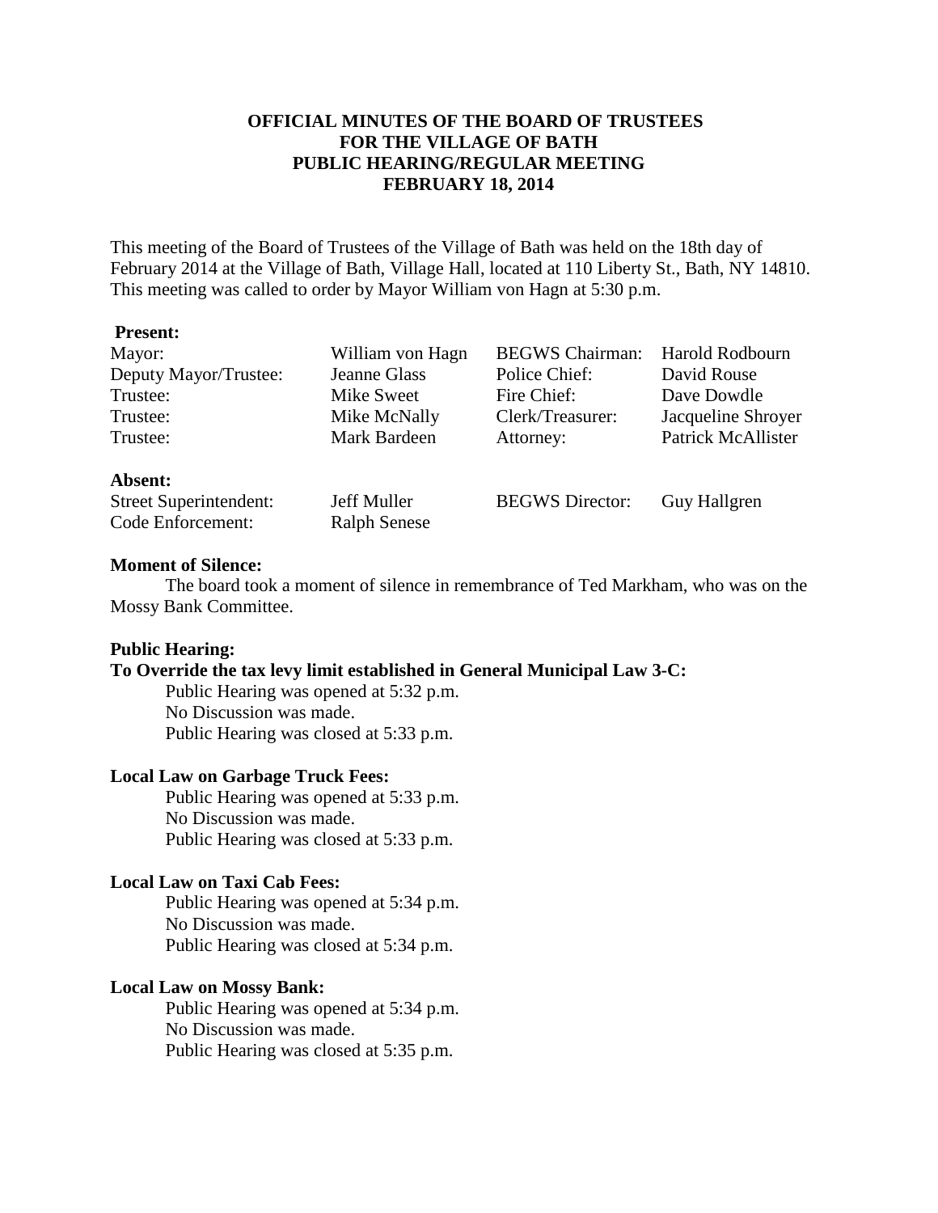# OFFICIAL MINUTES OF THE BOARD OF TRUSTEES FOR THE VILLAGE OF BATH PUBLIC HEARING/REGULAR MEETING FEBRUARY 18, 2014

This meeting of the Board of Trustees of the Village of Bath was held on the 18th day of February 2014 at the Village of Bath, Village Hall, located at 110 Liberty St., Bath, NY 14810. This meeting was called to order by Mayor William von Hagn at 5:30 p.m.

**Present:**

| | | | |
|---|---|---|---|
| Mayor: | William von Hagn | BEGWS Chairman: | Harold Rodbourn |
| Deputy Mayor/Trustee: | Jeanne Glass | Police Chief: | David Rouse |
| Trustee: | Mike Sweet | Fire Chief: | Dave Dowdle |
| Trustee: | Mike McNally | Clerk/Treasurer: | Jacqueline Shroyer |
| Trustee: | Mark Bardeen | Attorney: | Patrick McAllister |

**Absent:**

| | | | |
|---|---|---|---|
| Street Superintendent: | Jeff Muller | BEGWS Director: | Guy Hallgren |
| Code Enforcement: | Ralph Senese | | |

**Moment of Silence:**

The board took a moment of silence in remembrance of Ted Markham, who was on the Mossy Bank Committee.

**Public Hearing:**

**To Override the tax levy limit established in General Municipal Law 3-C:**

Public Hearing was opened at 5:32 p.m.
No Discussion was made.
Public Hearing was closed at 5:33 p.m.

**Local Law on Garbage Truck Fees:**

Public Hearing was opened at 5:33 p.m.
No Discussion was made.
Public Hearing was closed at 5:33 p.m.

**Local Law on Taxi Cab Fees:**

Public Hearing was opened at 5:34 p.m.
No Discussion was made.
Public Hearing was closed at 5:34 p.m.

**Local Law on Mossy Bank:**

Public Hearing was opened at 5:34 p.m.
No Discussion was made.
Public Hearing was closed at 5:35 p.m.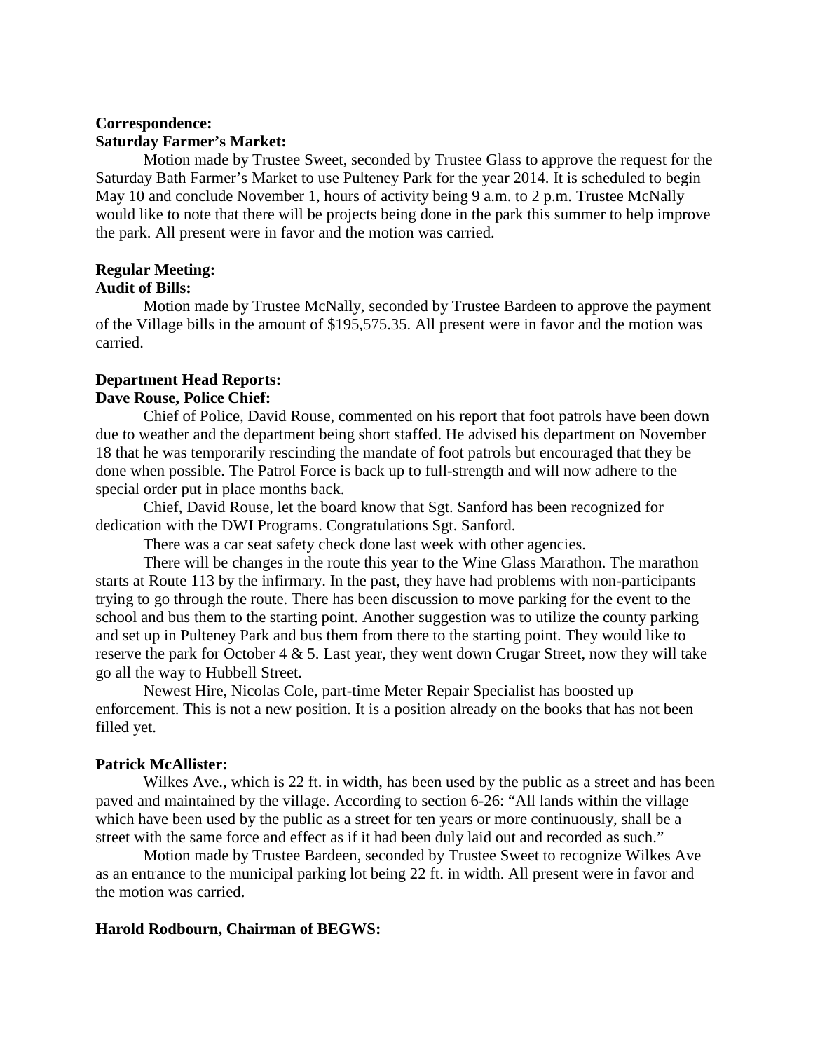**Correspondence:**

**Saturday Farmer's Market:**

Motion made by Trustee Sweet, seconded by Trustee Glass to approve the request for the Saturday Bath Farmer's Market to use Pulteney Park for the year 2014. It is scheduled to begin May 10 and conclude November 1, hours of activity being 9 a.m. to 2 p.m. Trustee McNally would like to note that there will be projects being done in the park this summer to help improve the park. All present were in favor and the motion was carried.

**Regular Meeting:**

**Audit of Bills:**

Motion made by Trustee McNally, seconded by Trustee Bardeen to approve the payment of the Village bills in the amount of $195,575.35. All present were in favor and the motion was carried.

**Department Head Reports:**

**Dave Rouse, Police Chief:**

Chief of Police, David Rouse, commented on his report that foot patrols have been down due to weather and the department being short staffed. He advised his department on November 18 that he was temporarily rescinding the mandate of foot patrols but encouraged that they be done when possible. The Patrol Force is back up to full-strength and will now adhere to the special order put in place months back.

Chief, David Rouse, let the board know that Sgt. Sanford has been recognized for dedication with the DWI Programs. Congratulations Sgt. Sanford.

There was a car seat safety check done last week with other agencies.

There will be changes in the route this year to the Wine Glass Marathon. The marathon starts at Route 113 by the infirmary. In the past, they have had problems with non-participants trying to go through the route. There has been discussion to move parking for the event to the school and bus them to the starting point. Another suggestion was to utilize the county parking and set up in Pulteney Park and bus them from there to the starting point. They would like to reserve the park for October 4 & 5. Last year, they went down Crugar Street, now they will take go all the way to Hubbell Street.

Newest Hire, Nicolas Cole, part-time Meter Repair Specialist has boosted up enforcement. This is not a new position. It is a position already on the books that has not been filled yet.

**Patrick McAllister:**

Wilkes Ave., which is 22 ft. in width, has been used by the public as a street and has been paved and maintained by the village. According to section 6-26: "All lands within the village which have been used by the public as a street for ten years or more continuously, shall be a street with the same force and effect as if it had been duly laid out and recorded as such."

Motion made by Trustee Bardeen, seconded by Trustee Sweet to recognize Wilkes Ave as an entrance to the municipal parking lot being 22 ft. in width. All present were in favor and the motion was carried.

**Harold Rodbourn, Chairman of BEGWS:**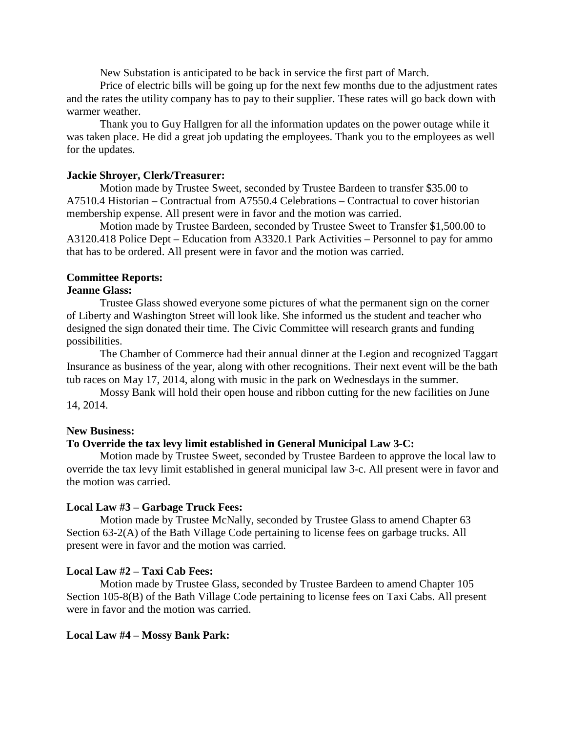New Substation is anticipated to be back in service the first part of March.

Price of electric bills will be going up for the next few months due to the adjustment rates and the rates the utility company has to pay to their supplier. These rates will go back down with warmer weather.

Thank you to Guy Hallgren for all the information updates on the power outage while it was taken place. He did a great job updating the employees. Thank you to the employees as well for the updates.

**Jackie Shroyer, Clerk/Treasurer:**

Motion made by Trustee Sweet, seconded by Trustee Bardeen to transfer $35.00 to A7510.4 Historian – Contractual from A7550.4 Celebrations – Contractual to cover historian membership expense. All present were in favor and the motion was carried.

Motion made by Trustee Bardeen, seconded by Trustee Sweet to Transfer $1,500.00 to A3120.418 Police Dept – Education from A3320.1 Park Activities – Personnel to pay for ammo that has to be ordered. All present were in favor and the motion was carried.

**Committee Reports:**

**Jeanne Glass:**

Trustee Glass showed everyone some pictures of what the permanent sign on the corner of Liberty and Washington Street will look like. She informed us the student and teacher who designed the sign donated their time. The Civic Committee will research grants and funding possibilities.

The Chamber of Commerce had their annual dinner at the Legion and recognized Taggart Insurance as business of the year, along with other recognitions. Their next event will be the bath tub races on May 17, 2014, along with music in the park on Wednesdays in the summer.

Mossy Bank will hold their open house and ribbon cutting for the new facilities on June 14, 2014.

**New Business:**

**To Override the tax levy limit established in General Municipal Law 3-C:**

Motion made by Trustee Sweet, seconded by Trustee Bardeen to approve the local law to override the tax levy limit established in general municipal law 3-c. All present were in favor and the motion was carried.

**Local Law #3 – Garbage Truck Fees:**

Motion made by Trustee McNally, seconded by Trustee Glass to amend Chapter 63 Section 63-2(A) of the Bath Village Code pertaining to license fees on garbage trucks. All present were in favor and the motion was carried.

**Local Law #2 – Taxi Cab Fees:**

Motion made by Trustee Glass, seconded by Trustee Bardeen to amend Chapter 105 Section 105-8(B) of the Bath Village Code pertaining to license fees on Taxi Cabs. All present were in favor and the motion was carried.

**Local Law #4 – Mossy Bank Park:**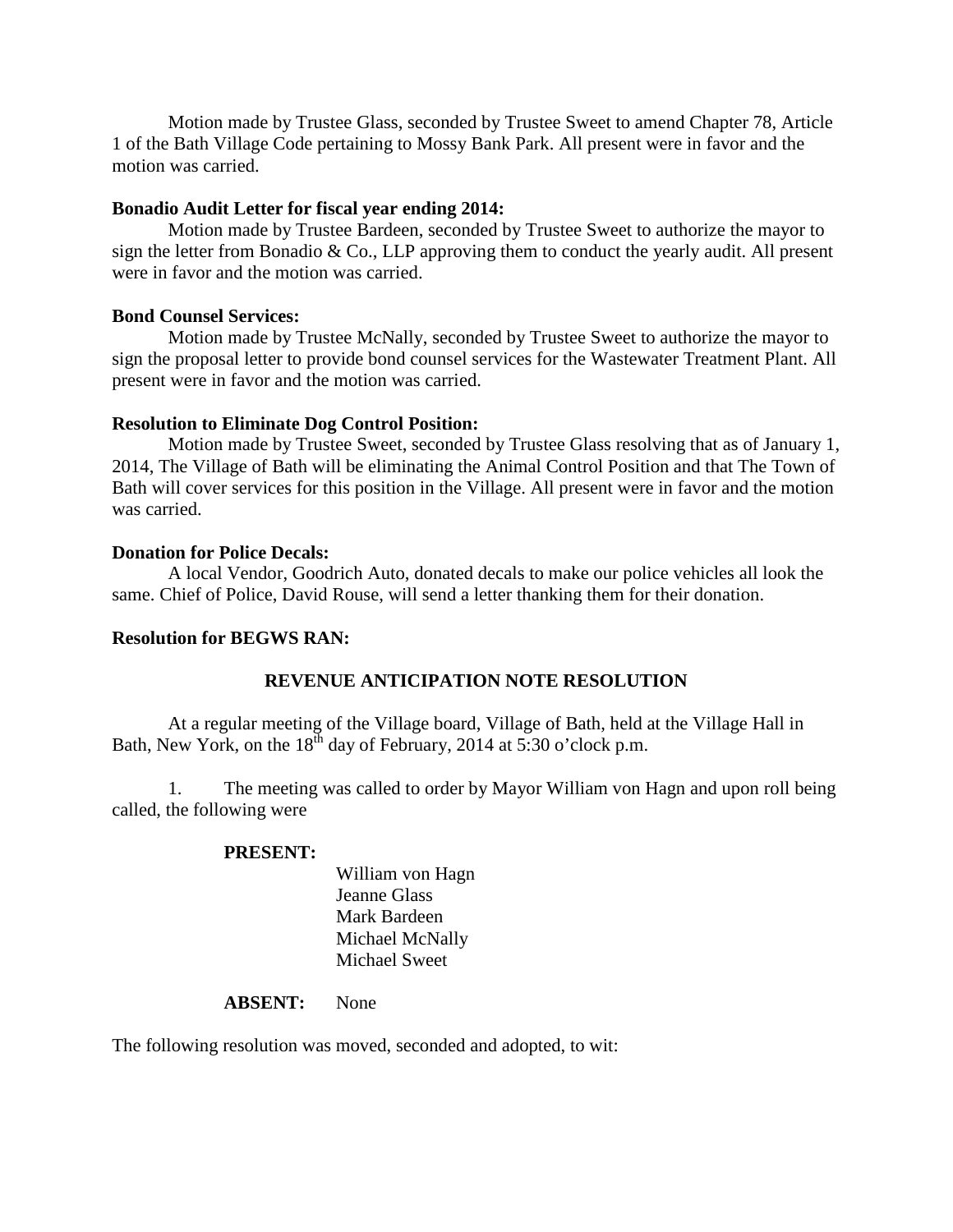Motion made by Trustee Glass, seconded by Trustee Sweet to amend Chapter 78, Article 1 of the Bath Village Code pertaining to Mossy Bank Park. All present were in favor and the motion was carried.

**Bonadio Audit Letter for fiscal year ending 2014:**

Motion made by Trustee Bardeen, seconded by Trustee Sweet to authorize the mayor to sign the letter from Bonadio & Co., LLP approving them to conduct the yearly audit. All present were in favor and the motion was carried.

**Bond Counsel Services:**

Motion made by Trustee McNally, seconded by Trustee Sweet to authorize the mayor to sign the proposal letter to provide bond counsel services for the Wastewater Treatment Plant. All present were in favor and the motion was carried.

**Resolution to Eliminate Dog Control Position:**

Motion made by Trustee Sweet, seconded by Trustee Glass resolving that as of January 1, 2014, The Village of Bath will be eliminating the Animal Control Position and that The Town of Bath will cover services for this position in the Village. All present were in favor and the motion was carried.

**Donation for Police Decals:**

A local Vendor, Goodrich Auto, donated decals to make our police vehicles all look the same. Chief of Police, David Rouse, will send a letter thanking them for their donation.

**Resolution for BEGWS RAN:**

**REVENUE ANTICIPATION NOTE RESOLUTION**

At a regular meeting of the Village board, Village of Bath, held at the Village Hall in Bath, New York, on the 18th day of February, 2014 at 5:30 o'clock p.m.

1. The meeting was called to order by Mayor William von Hagn and upon roll being called, the following were

**PRESENT:**

William von Hagn
Jeanne Glass
Mark Bardeen
Michael McNally
Michael Sweet

**ABSENT:** None

The following resolution was moved, seconded and adopted, to wit: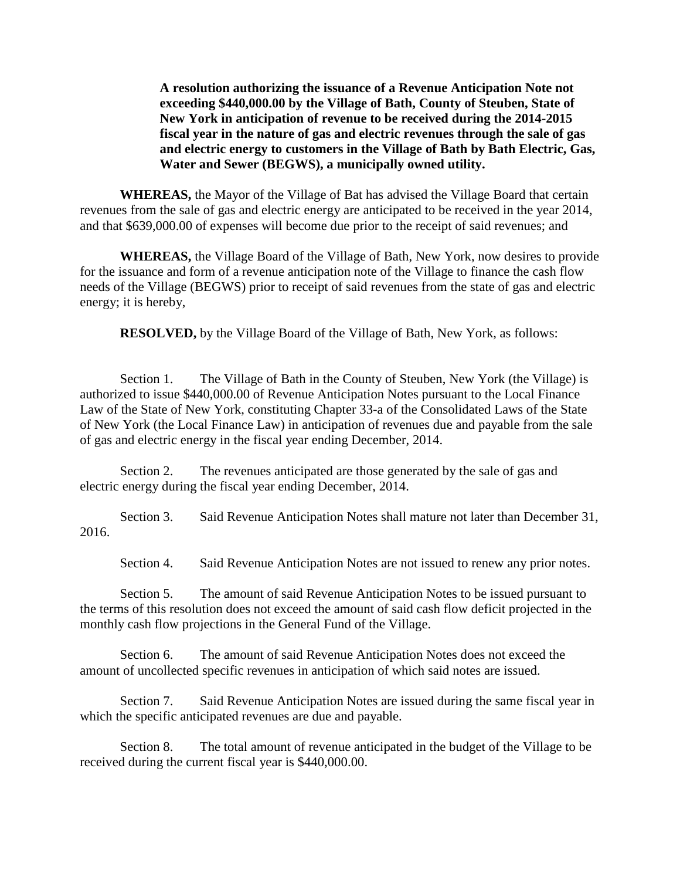**A resolution authorizing the issuance of a Revenue Anticipation Note not exceeding $440,000.00 by the Village of Bath, County of Steuben, State of New York in anticipation of revenue to be received during the 2014-2015 fiscal year in the nature of gas and electric revenues through the sale of gas and electric energy to customers in the Village of Bath by Bath Electric, Gas, Water and Sewer (BEGWS), a municipally owned utility.**

**WHEREAS,** the Mayor of the Village of Bat has advised the Village Board that certain revenues from the sale of gas and electric energy are anticipated to be received in the year 2014, and that $639,000.00 of expenses will become due prior to the receipt of said revenues; and

**WHEREAS,** the Village Board of the Village of Bath, New York, now desires to provide for the issuance and form of a revenue anticipation note of the Village to finance the cash flow needs of the Village (BEGWS) prior to receipt of said revenues from the state of gas and electric energy; it is hereby,

**RESOLVED,** by the Village Board of the Village of Bath, New York, as follows:

Section 1. The Village of Bath in the County of Steuben, New York (the Village) is authorized to issue $440,000.00 of Revenue Anticipation Notes pursuant to the Local Finance Law of the State of New York, constituting Chapter 33-a of the Consolidated Laws of the State of New York (the Local Finance Law) in anticipation of revenues due and payable from the sale of gas and electric energy in the fiscal year ending December, 2014.

Section 2. The revenues anticipated are those generated by the sale of gas and electric energy during the fiscal year ending December, 2014.

Section 3. Said Revenue Anticipation Notes shall mature not later than December 31, 2016.

Section 4. Said Revenue Anticipation Notes are not issued to renew any prior notes.

Section 5. The amount of said Revenue Anticipation Notes to be issued pursuant to the terms of this resolution does not exceed the amount of said cash flow deficit projected in the monthly cash flow projections in the General Fund of the Village.

Section 6. The amount of said Revenue Anticipation Notes does not exceed the amount of uncollected specific revenues in anticipation of which said notes are issued.

Section 7. Said Revenue Anticipation Notes are issued during the same fiscal year in which the specific anticipated revenues are due and payable.

Section 8. The total amount of revenue anticipated in the budget of the Village to be received during the current fiscal year is $440,000.00.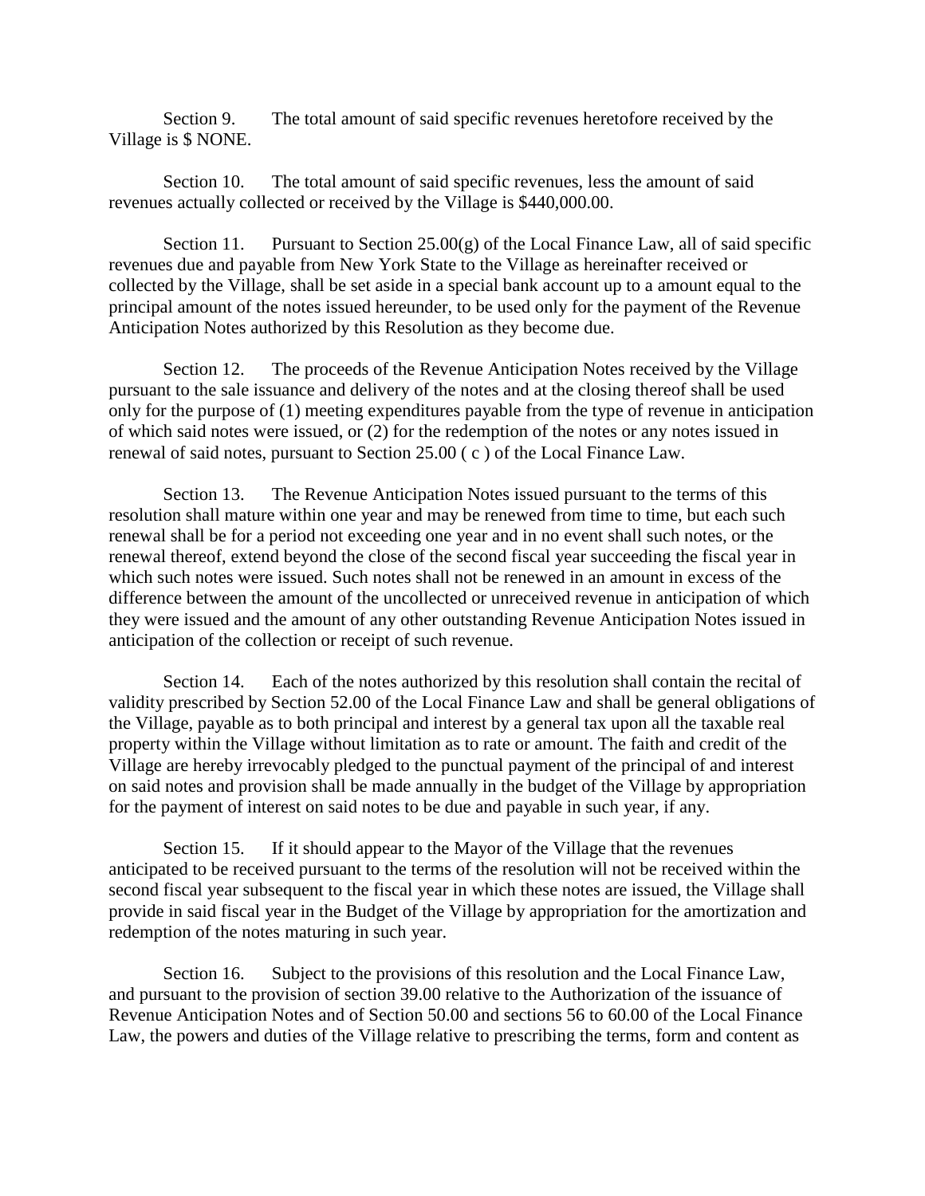Section 9. The total amount of said specific revenues heretofore received by the Village is $ NONE.

Section 10. The total amount of said specific revenues, less the amount of said revenues actually collected or received by the Village is $440,000.00.

Section 11. Pursuant to Section 25.00(g) of the Local Finance Law, all of said specific revenues due and payable from New York State to the Village as hereinafter received or collected by the Village, shall be set aside in a special bank account up to a amount equal to the principal amount of the notes issued hereunder, to be used only for the payment of the Revenue Anticipation Notes authorized by this Resolution as they become due.

Section 12. The proceeds of the Revenue Anticipation Notes received by the Village pursuant to the sale issuance and delivery of the notes and at the closing thereof shall be used only for the purpose of (1) meeting expenditures payable from the type of revenue in anticipation of which said notes were issued, or (2) for the redemption of the notes or any notes issued in renewal of said notes, pursuant to Section 25.00 ( c ) of the Local Finance Law.

Section 13. The Revenue Anticipation Notes issued pursuant to the terms of this resolution shall mature within one year and may be renewed from time to time, but each such renewal shall be for a period not exceeding one year and in no event shall such notes, or the renewal thereof, extend beyond the close of the second fiscal year succeeding the fiscal year in which such notes were issued. Such notes shall not be renewed in an amount in excess of the difference between the amount of the uncollected or unreceived revenue in anticipation of which they were issued and the amount of any other outstanding Revenue Anticipation Notes issued in anticipation of the collection or receipt of such revenue.

Section 14. Each of the notes authorized by this resolution shall contain the recital of validity prescribed by Section 52.00 of the Local Finance Law and shall be general obligations of the Village, payable as to both principal and interest by a general tax upon all the taxable real property within the Village without limitation as to rate or amount. The faith and credit of the Village are hereby irrevocably pledged to the punctual payment of the principal of and interest on said notes and provision shall be made annually in the budget of the Village by appropriation for the payment of interest on said notes to be due and payable in such year, if any.

Section 15. If it should appear to the Mayor of the Village that the revenues anticipated to be received pursuant to the terms of the resolution will not be received within the second fiscal year subsequent to the fiscal year in which these notes are issued, the Village shall provide in said fiscal year in the Budget of the Village by appropriation for the amortization and redemption of the notes maturing in such year.

Section 16. Subject to the provisions of this resolution and the Local Finance Law, and pursuant to the provision of section 39.00 relative to the Authorization of the issuance of Revenue Anticipation Notes and of Section 50.00 and sections 56 to 60.00 of the Local Finance Law, the powers and duties of the Village relative to prescribing the terms, form and content as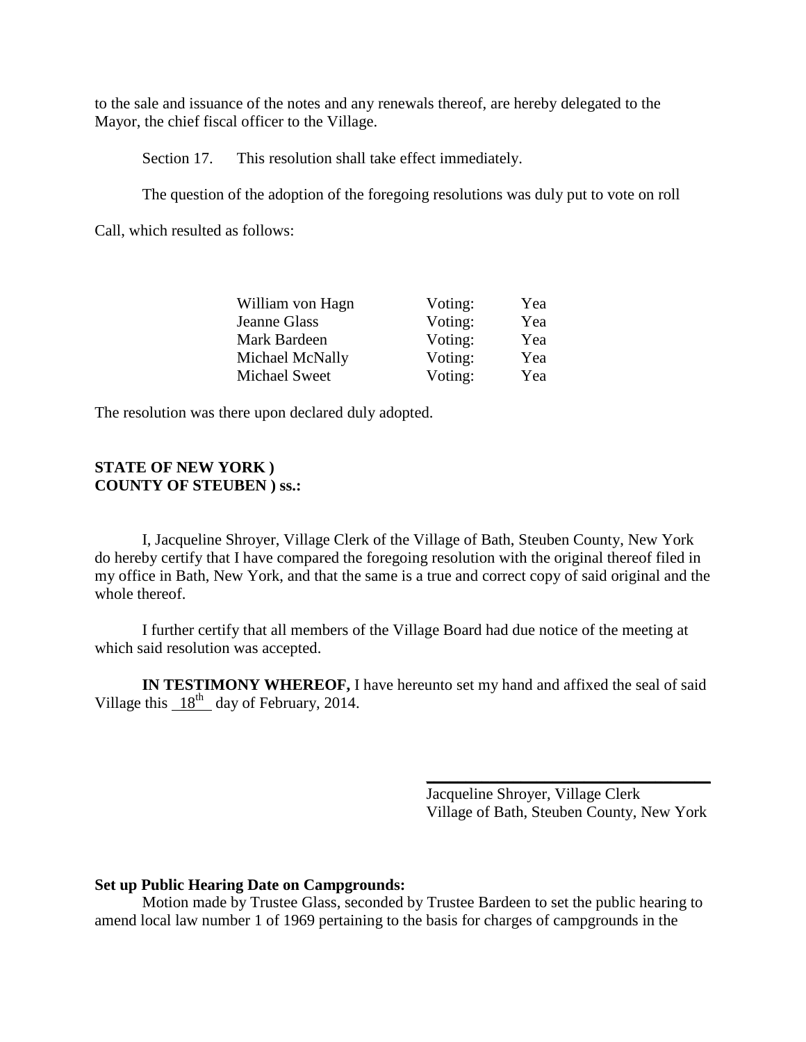to the sale and issuance of the notes and any renewals thereof, are hereby delegated to the Mayor, the chief fiscal officer to the Village.

Section 17. This resolution shall take effect immediately.

The question of the adoption of the foregoing resolutions was duly put to vote on roll

Call, which resulted as follows:

| | | |
|---|---|---|
| William von Hagn | Voting: | Yea |
| Jeanne Glass | Voting: | Yea |
| Mark Bardeen | Voting: | Yea |
| Michael McNally | Voting: | Yea |
| Michael Sweet | Voting: | Yea |

The resolution was there upon declared duly adopted.

**STATE OF NEW YORK )**
**COUNTY OF STEUBEN ) ss.:**

I, Jacqueline Shroyer, Village Clerk of the Village of Bath, Steuben County, New York do hereby certify that I have compared the foregoing resolution with the original thereof filed in my office in Bath, New York, and that the same is a true and correct copy of said original and the whole thereof.

I further certify that all members of the Village Board had due notice of the meeting at which said resolution was accepted.

**IN TESTIMONY WHEREOF,** I have hereunto set my hand and affixed the seal of said Village this 18th day of February, 2014.

Jacqueline Shroyer, Village Clerk
Village of Bath, Steuben County, New York

**Set up Public Hearing Date on Campgrounds:**

Motion made by Trustee Glass, seconded by Trustee Bardeen to set the public hearing to amend local law number 1 of 1969 pertaining to the basis for charges of campgrounds in the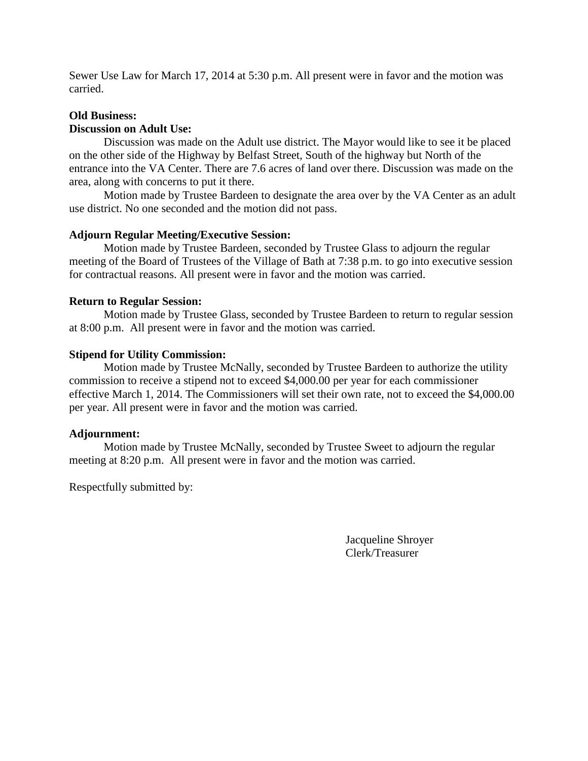Sewer Use Law for March 17, 2014 at 5:30 p.m. All present were in favor and the motion was carried.

**Old Business:**

**Discussion on Adult Use:**

Discussion was made on the Adult use district. The Mayor would like to see it be placed on the other side of the Highway by Belfast Street, South of the highway but North of the entrance into the VA Center. There are 7.6 acres of land over there. Discussion was made on the area, along with concerns to put it there.

Motion made by Trustee Bardeen to designate the area over by the VA Center as an adult use district. No one seconded and the motion did not pass.

**Adjourn Regular Meeting/Executive Session:**

Motion made by Trustee Bardeen, seconded by Trustee Glass to adjourn the regular meeting of the Board of Trustees of the Village of Bath at 7:38 p.m. to go into executive session for contractual reasons. All present were in favor and the motion was carried.

**Return to Regular Session:**

Motion made by Trustee Glass, seconded by Trustee Bardeen to return to regular session at 8:00 p.m. All present were in favor and the motion was carried.

**Stipend for Utility Commission:**

Motion made by Trustee McNally, seconded by Trustee Bardeen to authorize the utility commission to receive a stipend not to exceed $4,000.00 per year for each commissioner effective March 1, 2014. The Commissioners will set their own rate, not to exceed the $4,000.00 per year. All present were in favor and the motion was carried.

**Adjournment:**

Motion made by Trustee McNally, seconded by Trustee Sweet to adjourn the regular meeting at 8:20 p.m. All present were in favor and the motion was carried.

Respectfully submitted by:

Jacqueline Shroyer
Clerk/Treasurer